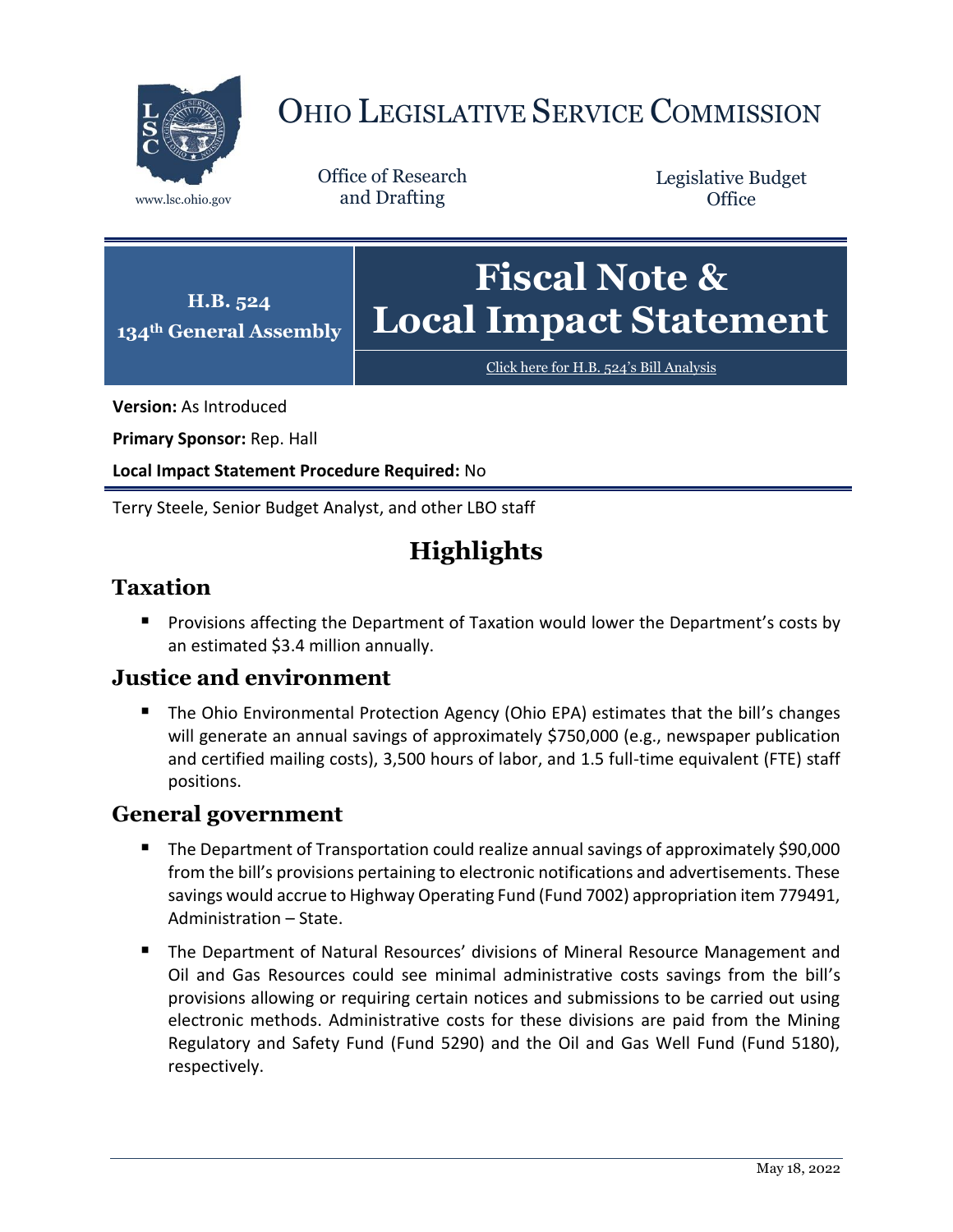# Ohio Legislative Service Commission

www.lsc.ohio.gov

Office of Research and Drafting

Legislative Budget Office

**H.B. 524**
**134th General Assembly**

# Fiscal Note & Local Impact Statement

Click here for H.B. 524's Bill Analysis

**Version:** As Introduced

**Primary Sponsor:** Rep. Hall

**Local Impact Statement Procedure Required:** No

Terry Steele, Senior Budget Analyst, and other LBO staff

# Highlights

## Taxation

- Provisions affecting the Department of Taxation would lower the Department's costs by an estimated $3.4 million annually.

## Justice and environment

- The Ohio Environmental Protection Agency (Ohio EPA) estimates that the bill's changes will generate an annual savings of approximately $750,000 (e.g., newspaper publication and certified mailing costs), 3,500 hours of labor, and 1.5 full-time equivalent (FTE) staff positions.

## General government

- The Department of Transportation could realize annual savings of approximately $90,000 from the bill's provisions pertaining to electronic notifications and advertisements. These savings would accrue to Highway Operating Fund (Fund 7002) appropriation item 779491, Administration – State.
- The Department of Natural Resources' divisions of Mineral Resource Management and Oil and Gas Resources could see minimal administrative costs savings from the bill's provisions allowing or requiring certain notices and submissions to be carried out using electronic methods. Administrative costs for these divisions are paid from the Mining Regulatory and Safety Fund (Fund 5290) and the Oil and Gas Well Fund (Fund 5180), respectively.

May 18, 2022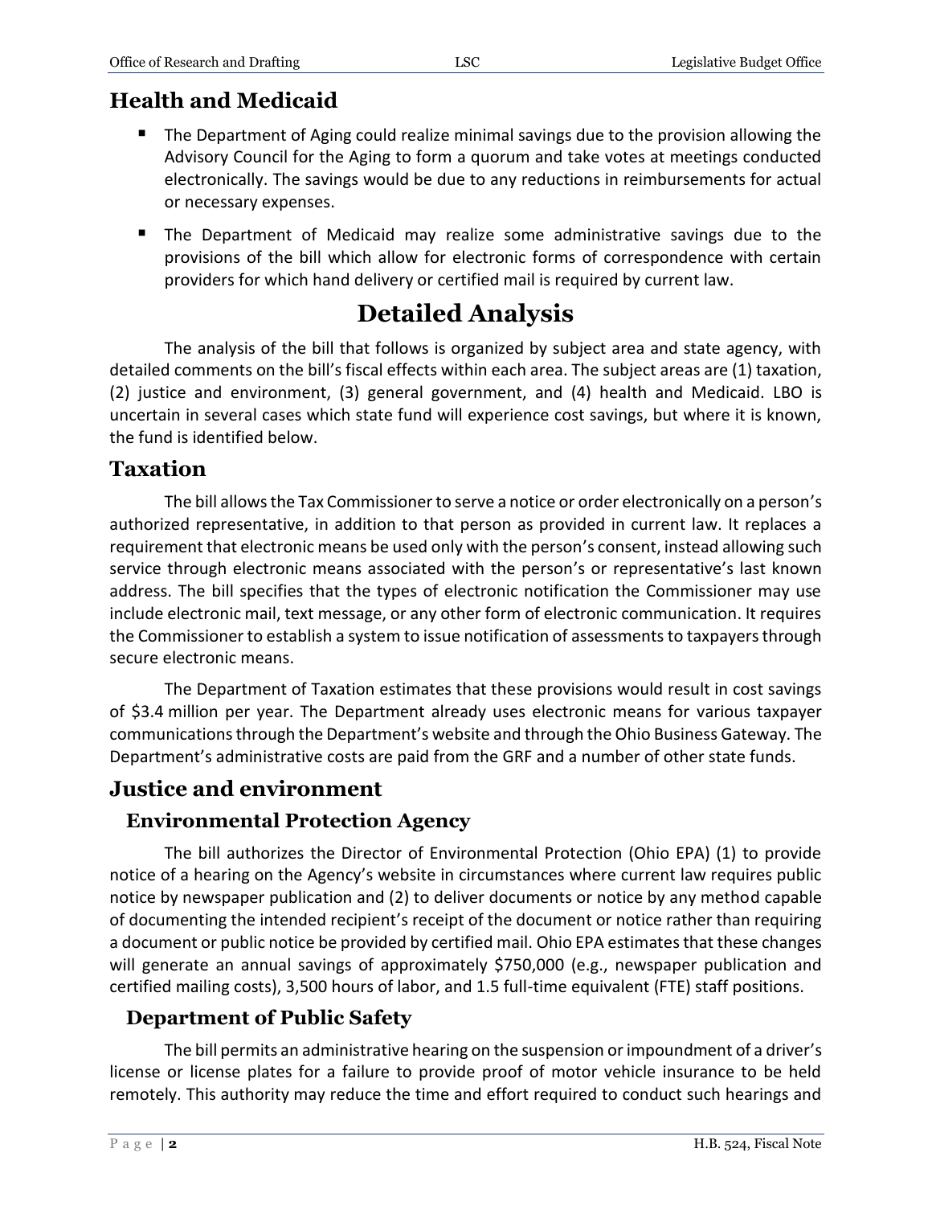## Health and Medicaid

- The Department of Aging could realize minimal savings due to the provision allowing the Advisory Council for the Aging to form a quorum and take votes at meetings conducted electronically. The savings would be due to any reductions in reimbursements for actual or necessary expenses.
- The Department of Medicaid may realize some administrative savings due to the provisions of the bill which allow for electronic forms of correspondence with certain providers for which hand delivery or certified mail is required by current law.

# Detailed Analysis

The analysis of the bill that follows is organized by subject area and state agency, with detailed comments on the bill's fiscal effects within each area. The subject areas are (1) taxation, (2) justice and environment, (3) general government, and (4) health and Medicaid. LBO is uncertain in several cases which state fund will experience cost savings, but where it is known, the fund is identified below.

## Taxation

The bill allows the Tax Commissioner to serve a notice or order electronically on a person's authorized representative, in addition to that person as provided in current law. It replaces a requirement that electronic means be used only with the person's consent, instead allowing such service through electronic means associated with the person's or representative's last known address. The bill specifies that the types of electronic notification the Commissioner may use include electronic mail, text message, or any other form of electronic communication. It requires the Commissioner to establish a system to issue notification of assessments to taxpayers through secure electronic means.

The Department of Taxation estimates that these provisions would result in cost savings of $3.4 million per year. The Department already uses electronic means for various taxpayer communications through the Department's website and through the Ohio Business Gateway. The Department's administrative costs are paid from the GRF and a number of other state funds.

## Justice and environment

### Environmental Protection Agency

The bill authorizes the Director of Environmental Protection (Ohio EPA) (1) to provide notice of a hearing on the Agency's website in circumstances where current law requires public notice by newspaper publication and (2) to deliver documents or notice by any method capable of documenting the intended recipient's receipt of the document or notice rather than requiring a document or public notice be provided by certified mail. Ohio EPA estimates that these changes will generate an annual savings of approximately $750,000 (e.g., newspaper publication and certified mailing costs), 3,500 hours of labor, and 1.5 full-time equivalent (FTE) staff positions.

### Department of Public Safety

The bill permits an administrative hearing on the suspension or impoundment of a driver's license or license plates for a failure to provide proof of motor vehicle insurance to be held remotely. This authority may reduce the time and effort required to conduct such hearings and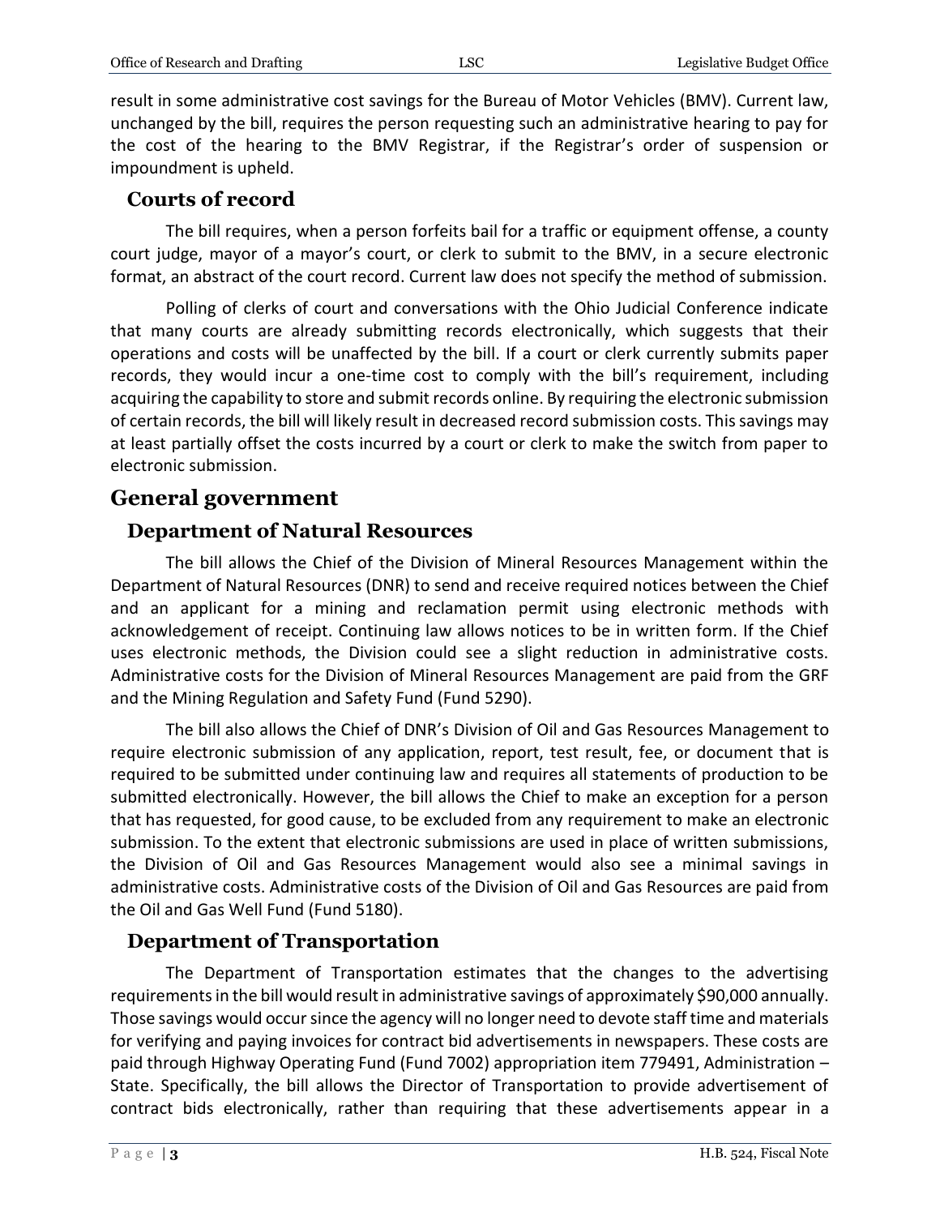result in some administrative cost savings for the Bureau of Motor Vehicles (BMV). Current law, unchanged by the bill, requires the person requesting such an administrative hearing to pay for the cost of the hearing to the BMV Registrar, if the Registrar's order of suspension or impoundment is upheld.

### Courts of record

The bill requires, when a person forfeits bail for a traffic or equipment offense, a county court judge, mayor of a mayor's court, or clerk to submit to the BMV, in a secure electronic format, an abstract of the court record. Current law does not specify the method of submission.

Polling of clerks of court and conversations with the Ohio Judicial Conference indicate that many courts are already submitting records electronically, which suggests that their operations and costs will be unaffected by the bill. If a court or clerk currently submits paper records, they would incur a one-time cost to comply with the bill's requirement, including acquiring the capability to store and submit records online. By requiring the electronic submission of certain records, the bill will likely result in decreased record submission costs. This savings may at least partially offset the costs incurred by a court or clerk to make the switch from paper to electronic submission.

## General government

### Department of Natural Resources

The bill allows the Chief of the Division of Mineral Resources Management within the Department of Natural Resources (DNR) to send and receive required notices between the Chief and an applicant for a mining and reclamation permit using electronic methods with acknowledgement of receipt. Continuing law allows notices to be in written form. If the Chief uses electronic methods, the Division could see a slight reduction in administrative costs. Administrative costs for the Division of Mineral Resources Management are paid from the GRF and the Mining Regulation and Safety Fund (Fund 5290).

The bill also allows the Chief of DNR's Division of Oil and Gas Resources Management to require electronic submission of any application, report, test result, fee, or document that is required to be submitted under continuing law and requires all statements of production to be submitted electronically. However, the bill allows the Chief to make an exception for a person that has requested, for good cause, to be excluded from any requirement to make an electronic submission. To the extent that electronic submissions are used in place of written submissions, the Division of Oil and Gas Resources Management would also see a minimal savings in administrative costs. Administrative costs of the Division of Oil and Gas Resources are paid from the Oil and Gas Well Fund (Fund 5180).

### Department of Transportation

The Department of Transportation estimates that the changes to the advertising requirements in the bill would result in administrative savings of approximately $90,000 annually. Those savings would occur since the agency will no longer need to devote staff time and materials for verifying and paying invoices for contract bid advertisements in newspapers. These costs are paid through Highway Operating Fund (Fund 7002) appropriation item 779491, Administration – State. Specifically, the bill allows the Director of Transportation to provide advertisement of contract bids electronically, rather than requiring that these advertisements appear in a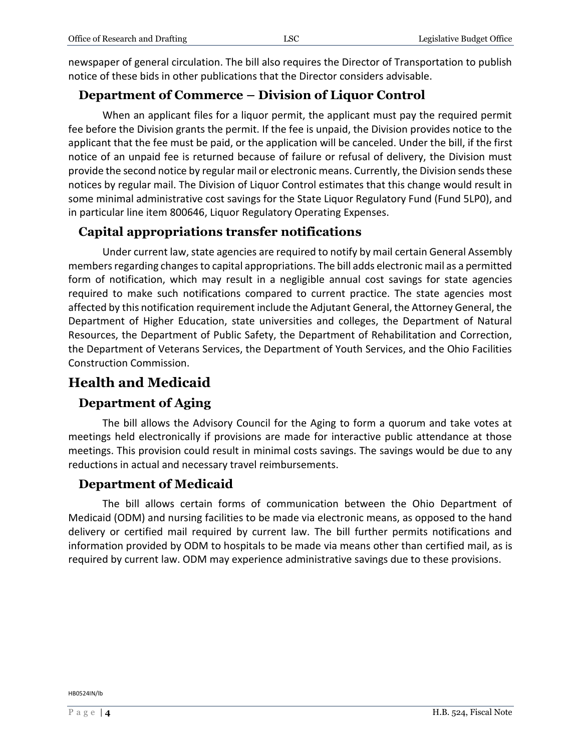newspaper of general circulation. The bill also requires the Director of Transportation to publish notice of these bids in other publications that the Director considers advisable.

### Department of Commerce – Division of Liquor Control

When an applicant files for a liquor permit, the applicant must pay the required permit fee before the Division grants the permit. If the fee is unpaid, the Division provides notice to the applicant that the fee must be paid, or the application will be canceled. Under the bill, if the first notice of an unpaid fee is returned because of failure or refusal of delivery, the Division must provide the second notice by regular mail or electronic means. Currently, the Division sends these notices by regular mail. The Division of Liquor Control estimates that this change would result in some minimal administrative cost savings for the State Liquor Regulatory Fund (Fund 5LP0), and in particular line item 800646, Liquor Regulatory Operating Expenses.

### Capital appropriations transfer notifications

Under current law, state agencies are required to notify by mail certain General Assembly members regarding changes to capital appropriations. The bill adds electronic mail as a permitted form of notification, which may result in a negligible annual cost savings for state agencies required to make such notifications compared to current practice. The state agencies most affected by this notification requirement include the Adjutant General, the Attorney General, the Department of Higher Education, state universities and colleges, the Department of Natural Resources, the Department of Public Safety, the Department of Rehabilitation and Correction, the Department of Veterans Services, the Department of Youth Services, and the Ohio Facilities Construction Commission.

## Health and Medicaid

### Department of Aging

The bill allows the Advisory Council for the Aging to form a quorum and take votes at meetings held electronically if provisions are made for interactive public attendance at those meetings. This provision could result in minimal costs savings. The savings would be due to any reductions in actual and necessary travel reimbursements.

### Department of Medicaid

The bill allows certain forms of communication between the Ohio Department of Medicaid (ODM) and nursing facilities to be made via electronic means, as opposed to the hand delivery or certified mail required by current law. The bill further permits notifications and information provided by ODM to hospitals to be made via means other than certified mail, as is required by current law. ODM may experience administrative savings due to these provisions.

HB0524IN/lb